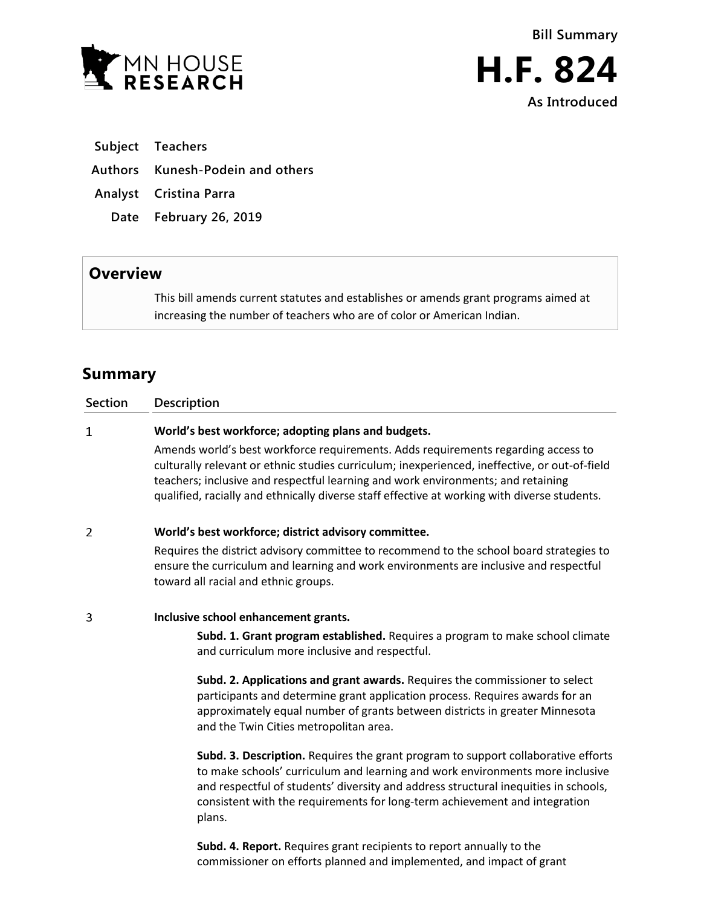MN HOUSE RESEARCH

Bill Summary

# H.F. 824

As Introduced

| | |
|---|---|
| **Subject** | **Teachers** |
| **Authors** | **Kunesh-Podein and others** |
| **Analyst** | **Cristina Parra** |
| **Date** | **February 26, 2019** |

## Overview

This bill amends current statutes and establishes or amends grant programs aimed at increasing the number of teachers who are of color or American Indian.

## Summary

| Section | Description |
|---|---|
| 1 | **World's best workforce; adopting plans and budgets.**<br>Amends world's best workforce requirements. Adds requirements regarding access to culturally relevant or ethnic studies curriculum; inexperienced, ineffective, or out-of-field teachers; inclusive and respectful learning and work environments; and retaining qualified, racially and ethnically diverse staff effective at working with diverse students. |
| 2 | **World's best workforce; district advisory committee.**<br>Requires the district advisory committee to recommend to the school board strategies to ensure the curriculum and learning and work environments are inclusive and respectful toward all racial and ethnic groups. |
| 3 | **Inclusive school enhancement grants.**<br>**Subd. 1. Grant program established.** Requires a program to make school climate and curriculum more inclusive and respectful.<br><br>**Subd. 2. Applications and grant awards.** Requires the commissioner to select participants and determine grant application process. Requires awards for an approximately equal number of grants between districts in greater Minnesota and the Twin Cities metropolitan area.<br><br>**Subd. 3. Description.** Requires the grant program to support collaborative efforts to make schools' curriculum and learning and work environments more inclusive and respectful of students' diversity and address structural inequities in schools, consistent with the requirements for long-term achievement and integration plans.<br><br>**Subd. 4. Report.** Requires grant recipients to report annually to the commissioner on efforts planned and implemented, and impact of grant |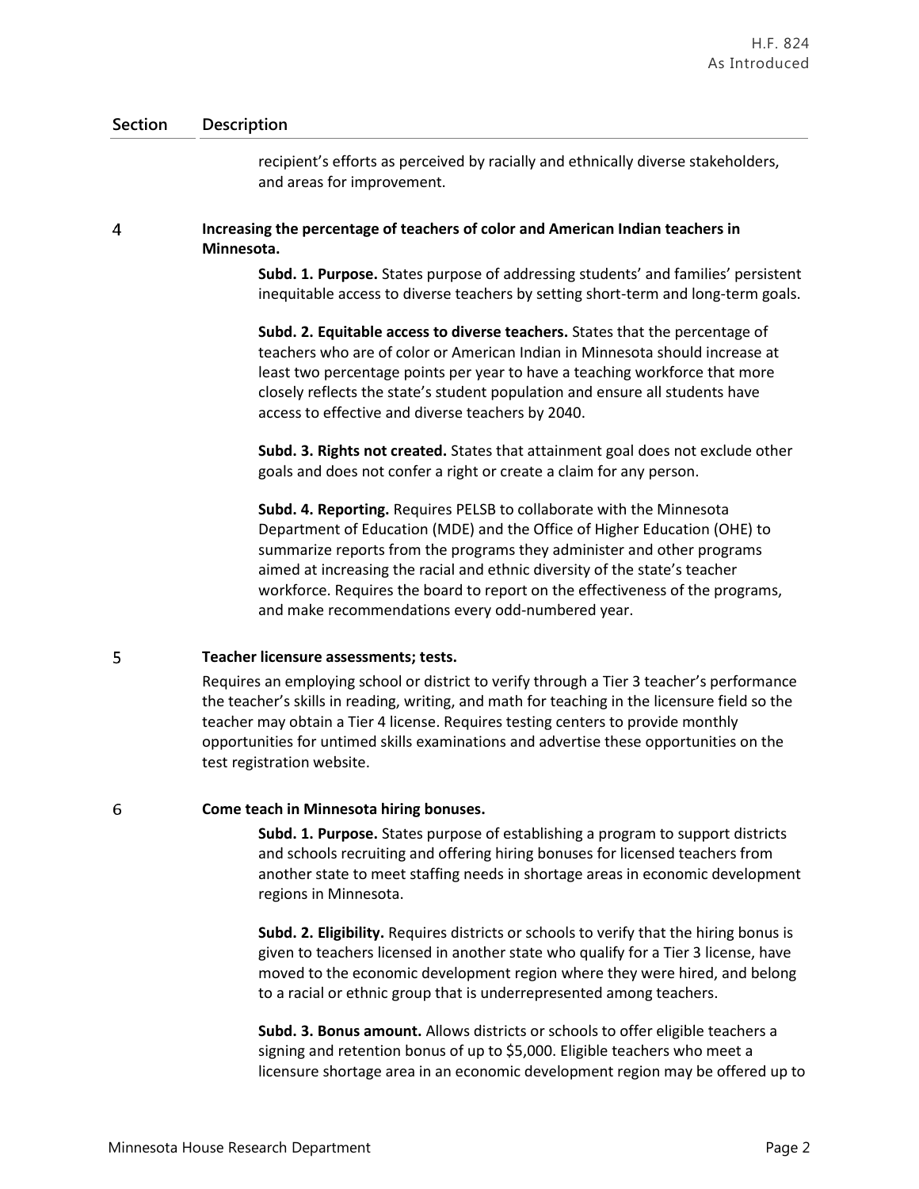| Section | Description |
|---|---|
| | recipient's efforts as perceived by racially and ethnically diverse stakeholders, and areas for improvement. |
| 4 | **Increasing the percentage of teachers of color and American Indian teachers in Minnesota.**<br><br>**Subd. 1. Purpose.** States purpose of addressing students' and families' persistent inequitable access to diverse teachers by setting short-term and long-term goals.<br><br>**Subd. 2. Equitable access to diverse teachers.** States that the percentage of teachers who are of color or American Indian in Minnesota should increase at least two percentage points per year to have a teaching workforce that more closely reflects the state's student population and ensure all students have access to effective and diverse teachers by 2040.<br><br>**Subd. 3. Rights not created.** States that attainment goal does not exclude other goals and does not confer a right or create a claim for any person.<br><br>**Subd. 4. Reporting.** Requires PELSB to collaborate with the Minnesota Department of Education (MDE) and the Office of Higher Education (OHE) to summarize reports from the programs they administer and other programs aimed at increasing the racial and ethnic diversity of the state's teacher workforce. Requires the board to report on the effectiveness of the programs, and make recommendations every odd-numbered year. |
| 5 | **Teacher licensure assessments; tests.**<br><br>Requires an employing school or district to verify through a Tier 3 teacher's performance the teacher's skills in reading, writing, and math for teaching in the licensure field so the teacher may obtain a Tier 4 license. Requires testing centers to provide monthly opportunities for untimed skills examinations and advertise these opportunities on the test registration website. |
| 6 | **Come teach in Minnesota hiring bonuses.**<br><br>**Subd. 1. Purpose.** States purpose of establishing a program to support districts and schools recruiting and offering hiring bonuses for licensed teachers from another state to meet staffing needs in shortage areas in economic development regions in Minnesota.<br><br>**Subd. 2. Eligibility.** Requires districts or schools to verify that the hiring bonus is given to teachers licensed in another state who qualify for a Tier 3 license, have moved to the economic development region where they were hired, and belong to a racial or ethnic group that is underrepresented among teachers.<br><br>**Subd. 3. Bonus amount.** Allows districts or schools to offer eligible teachers a signing and retention bonus of up to $5,000. Eligible teachers who meet a licensure shortage area in an economic development region may be offered up to |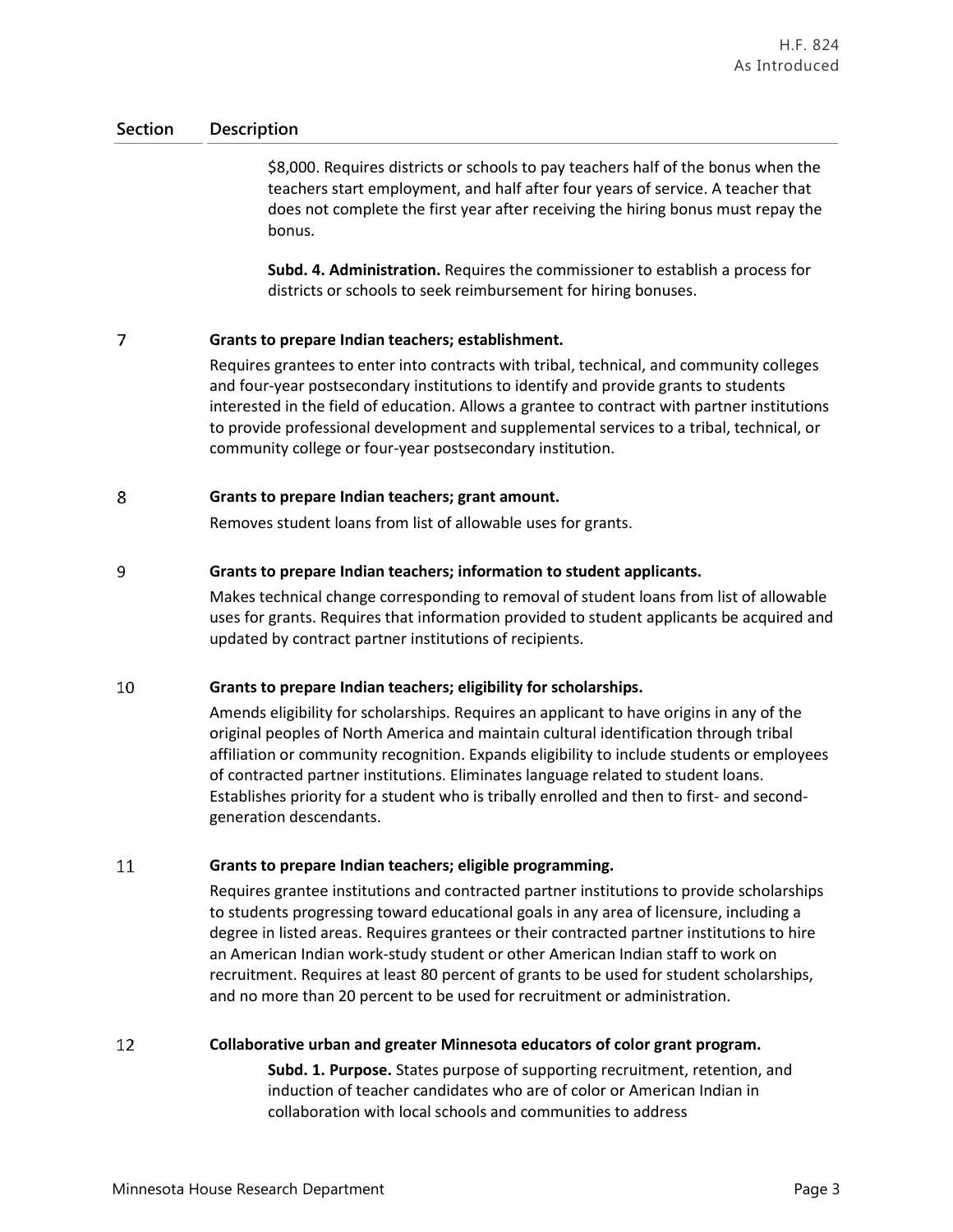| Section | Description |
|---|---|
| | $8,000. Requires districts or schools to pay teachers half of the bonus when the teachers start employment, and half after four years of service. A teacher that does not complete the first year after receiving the hiring bonus must repay the bonus.<br><br>**Subd. 4. Administration.** Requires the commissioner to establish a process for districts or schools to seek reimbursement for hiring bonuses. |
| 7 | **Grants to prepare Indian teachers; establishment.**<br>Requires grantees to enter into contracts with tribal, technical, and community colleges and four-year postsecondary institutions to identify and provide grants to students interested in the field of education. Allows a grantee to contract with partner institutions to provide professional development and supplemental services to a tribal, technical, or community college or four-year postsecondary institution. |
| 8 | **Grants to prepare Indian teachers; grant amount.**<br>Removes student loans from list of allowable uses for grants. |
| 9 | **Grants to prepare Indian teachers; information to student applicants.**<br>Makes technical change corresponding to removal of student loans from list of allowable uses for grants. Requires that information provided to student applicants be acquired and updated by contract partner institutions of recipients. |
| 10 | **Grants to prepare Indian teachers; eligibility for scholarships.**<br>Amends eligibility for scholarships. Requires an applicant to have origins in any of the original peoples of North America and maintain cultural identification through tribal affiliation or community recognition. Expands eligibility to include students or employees of contracted partner institutions. Eliminates language related to student loans. Establishes priority for a student who is tribally enrolled and then to first- and second-generation descendants. |
| 11 | **Grants to prepare Indian teachers; eligible programming.**<br>Requires grantee institutions and contracted partner institutions to provide scholarships to students progressing toward educational goals in any area of licensure, including a degree in listed areas. Requires grantees or their contracted partner institutions to hire an American Indian work-study student or other American Indian staff to work on recruitment. Requires at least 80 percent of grants to be used for student scholarships, and no more than 20 percent to be used for recruitment or administration. |
| 12 | **Collaborative urban and greater Minnesota educators of color grant program.**<br>**Subd. 1. Purpose.** States purpose of supporting recruitment, retention, and induction of teacher candidates who are of color or American Indian in collaboration with local schools and communities to address |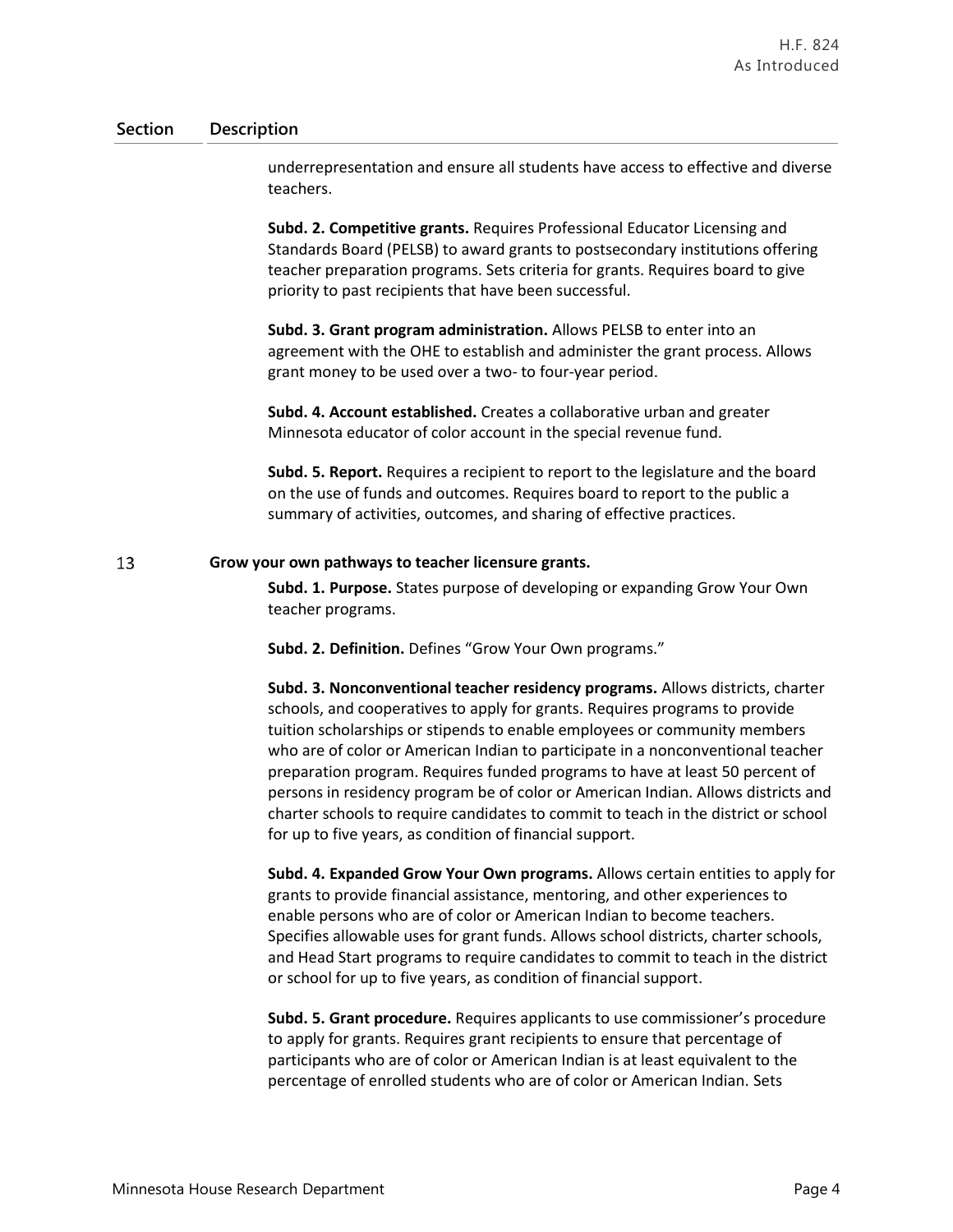| Section | Description |
|---|---|
| | underrepresentation and ensure all students have access to effective and diverse teachers.<br><br>**Subd. 2. Competitive grants.** Requires Professional Educator Licensing and Standards Board (PELSB) to award grants to postsecondary institutions offering teacher preparation programs. Sets criteria for grants. Requires board to give priority to past recipients that have been successful.<br><br>**Subd. 3. Grant program administration.** Allows PELSB to enter into an agreement with the OHE to establish and administer the grant process. Allows grant money to be used over a two- to four-year period.<br><br>**Subd. 4. Account established.** Creates a collaborative urban and greater Minnesota educator of color account in the special revenue fund.<br><br>**Subd. 5. Report.** Requires a recipient to report to the legislature and the board on the use of funds and outcomes. Requires board to report to the public a summary of activities, outcomes, and sharing of effective practices. |
| 13 | **Grow your own pathways to teacher licensure grants.**<br><br>**Subd. 1. Purpose.** States purpose of developing or expanding Grow Your Own teacher programs.<br><br>**Subd. 2. Definition.** Defines "Grow Your Own programs."<br><br>**Subd. 3. Nonconventional teacher residency programs.** Allows districts, charter schools, and cooperatives to apply for grants. Requires programs to provide tuition scholarships or stipends to enable employees or community members who are of color or American Indian to participate in a nonconventional teacher preparation program. Requires funded programs to have at least 50 percent of persons in residency program be of color or American Indian. Allows districts and charter schools to require candidates to commit to teach in the district or school for up to five years, as condition of financial support.<br><br>**Subd. 4. Expanded Grow Your Own programs.** Allows certain entities to apply for grants to provide financial assistance, mentoring, and other experiences to enable persons who are of color or American Indian to become teachers. Specifies allowable uses for grant funds. Allows school districts, charter schools, and Head Start programs to require candidates to commit to teach in the district or school for up to five years, as condition of financial support.<br><br>**Subd. 5. Grant procedure.** Requires applicants to use commissioner's procedure to apply for grants. Requires grant recipients to ensure that percentage of participants who are of color or American Indian is at least equivalent to the percentage of enrolled students who are of color or American Indian. Sets |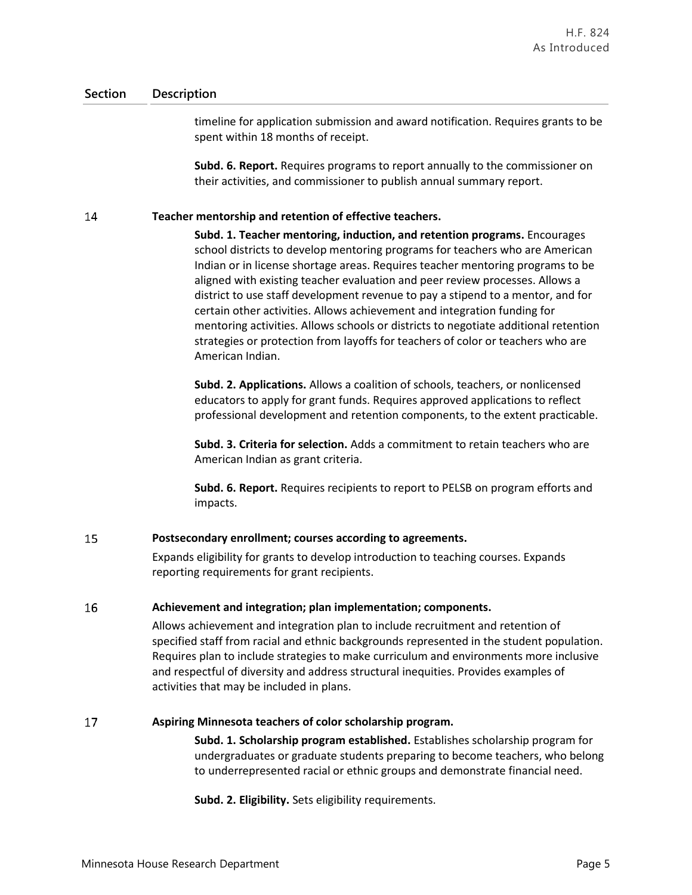| Section | Description |
|---|---|
| | timeline for application submission and award notification. Requires grants to be spent within 18 months of receipt.<br><br>**Subd. 6. Report.** Requires programs to report annually to the commissioner on their activities, and commissioner to publish annual summary report. |
| 14 | **Teacher mentorship and retention of effective teachers.**<br><br>**Subd. 1. Teacher mentoring, induction, and retention programs.** Encourages school districts to develop mentoring programs for teachers who are American Indian or in license shortage areas. Requires teacher mentoring programs to be aligned with existing teacher evaluation and peer review processes. Allows a district to use staff development revenue to pay a stipend to a mentor, and for certain other activities. Allows achievement and integration funding for mentoring activities. Allows schools or districts to negotiate additional retention strategies or protection from layoffs for teachers of color or teachers who are American Indian.<br><br>**Subd. 2. Applications.** Allows a coalition of schools, teachers, or nonlicensed educators to apply for grant funds. Requires approved applications to reflect professional development and retention components, to the extent practicable.<br><br>**Subd. 3. Criteria for selection.** Adds a commitment to retain teachers who are American Indian as grant criteria.<br><br>**Subd. 6. Report.** Requires recipients to report to PELSB on program efforts and impacts. |
| 15 | **Postsecondary enrollment; courses according to agreements.**<br><br>Expands eligibility for grants to develop introduction to teaching courses. Expands reporting requirements for grant recipients. |
| 16 | **Achievement and integration; plan implementation; components.**<br><br>Allows achievement and integration plan to include recruitment and retention of specified staff from racial and ethnic backgrounds represented in the student population. Requires plan to include strategies to make curriculum and environments more inclusive and respectful of diversity and address structural inequities. Provides examples of activities that may be included in plans. |
| 17 | **Aspiring Minnesota teachers of color scholarship program.**<br><br>**Subd. 1. Scholarship program established.** Establishes scholarship program for undergraduates or graduate students preparing to become teachers, who belong to underrepresented racial or ethnic groups and demonstrate financial need.<br><br>**Subd. 2. Eligibility.** Sets eligibility requirements. |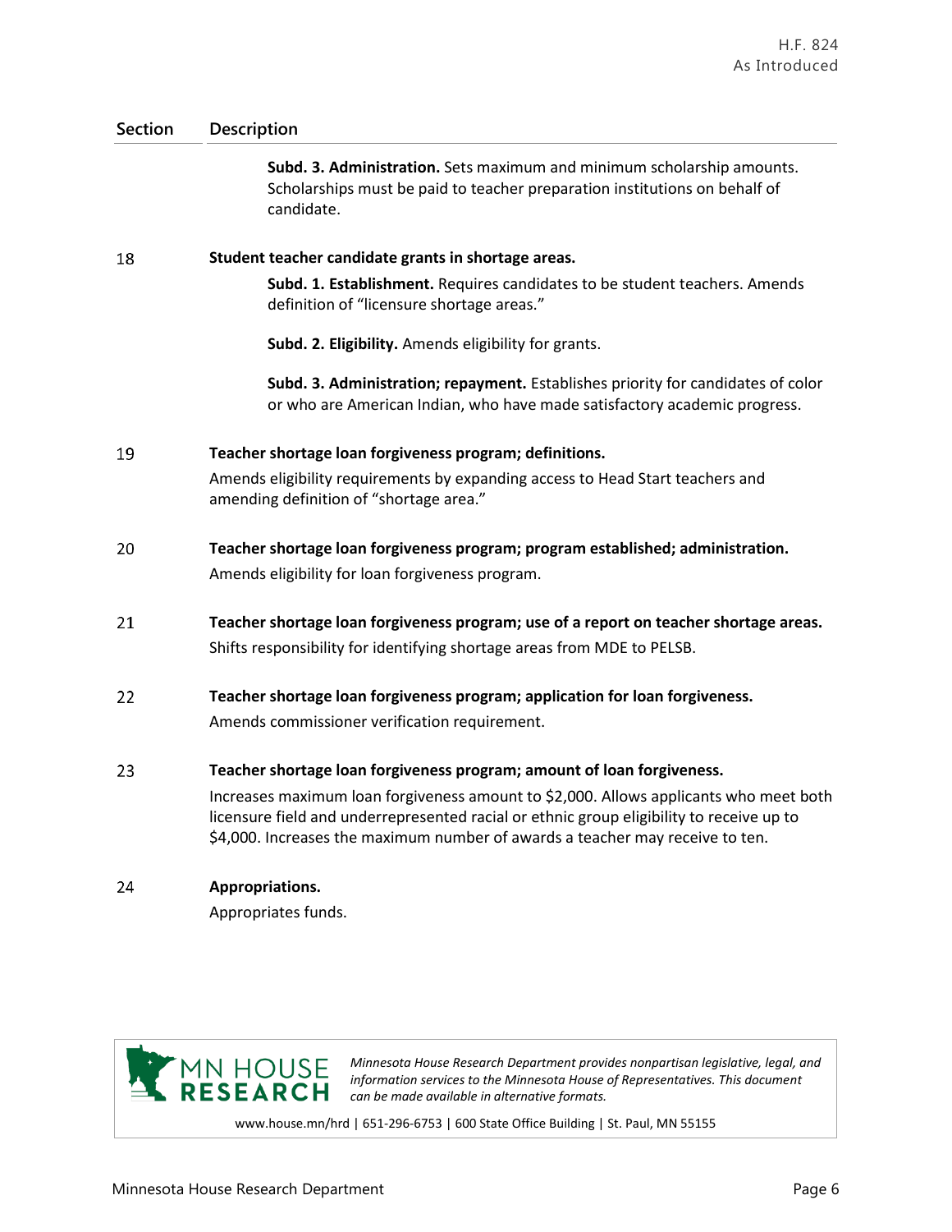| Section | Description |
|---|---|
| | **Subd. 3. Administration.** Sets maximum and minimum scholarship amounts. Scholarships must be paid to teacher preparation institutions on behalf of candidate. |
| 18 | **Student teacher candidate grants in shortage areas.**<br>**Subd. 1. Establishment.** Requires candidates to be student teachers. Amends definition of "licensure shortage areas."<br>**Subd. 2. Eligibility.** Amends eligibility for grants.<br>**Subd. 3. Administration; repayment.** Establishes priority for candidates of color or who are American Indian, who have made satisfactory academic progress. |
| 19 | **Teacher shortage loan forgiveness program; definitions.**<br>Amends eligibility requirements by expanding access to Head Start teachers and amending definition of "shortage area." |
| 20 | **Teacher shortage loan forgiveness program; program established; administration.**<br>Amends eligibility for loan forgiveness program. |
| 21 | **Teacher shortage loan forgiveness program; use of a report on teacher shortage areas.**<br>Shifts responsibility for identifying shortage areas from MDE to PELSB. |
| 22 | **Teacher shortage loan forgiveness program; application for loan forgiveness.**<br>Amends commissioner verification requirement. |
| 23 | **Teacher shortage loan forgiveness program; amount of loan forgiveness.**<br>Increases maximum loan forgiveness amount to $2,000. Allows applicants who meet both licensure field and underrepresented racial or ethnic group eligibility to receive up to $4,000. Increases the maximum number of awards a teacher may receive to ten. |
| 24 | **Appropriations.**<br>Appropriates funds. |

MN HOUSE RESEARCH

*Minnesota House Research Department provides nonpartisan legislative, legal, and information services to the Minnesota House of Representatives. This document can be made available in alternative formats.*

www.house.mn/hrd | 651-296-6753 | 600 State Office Building | St. Paul, MN 55155